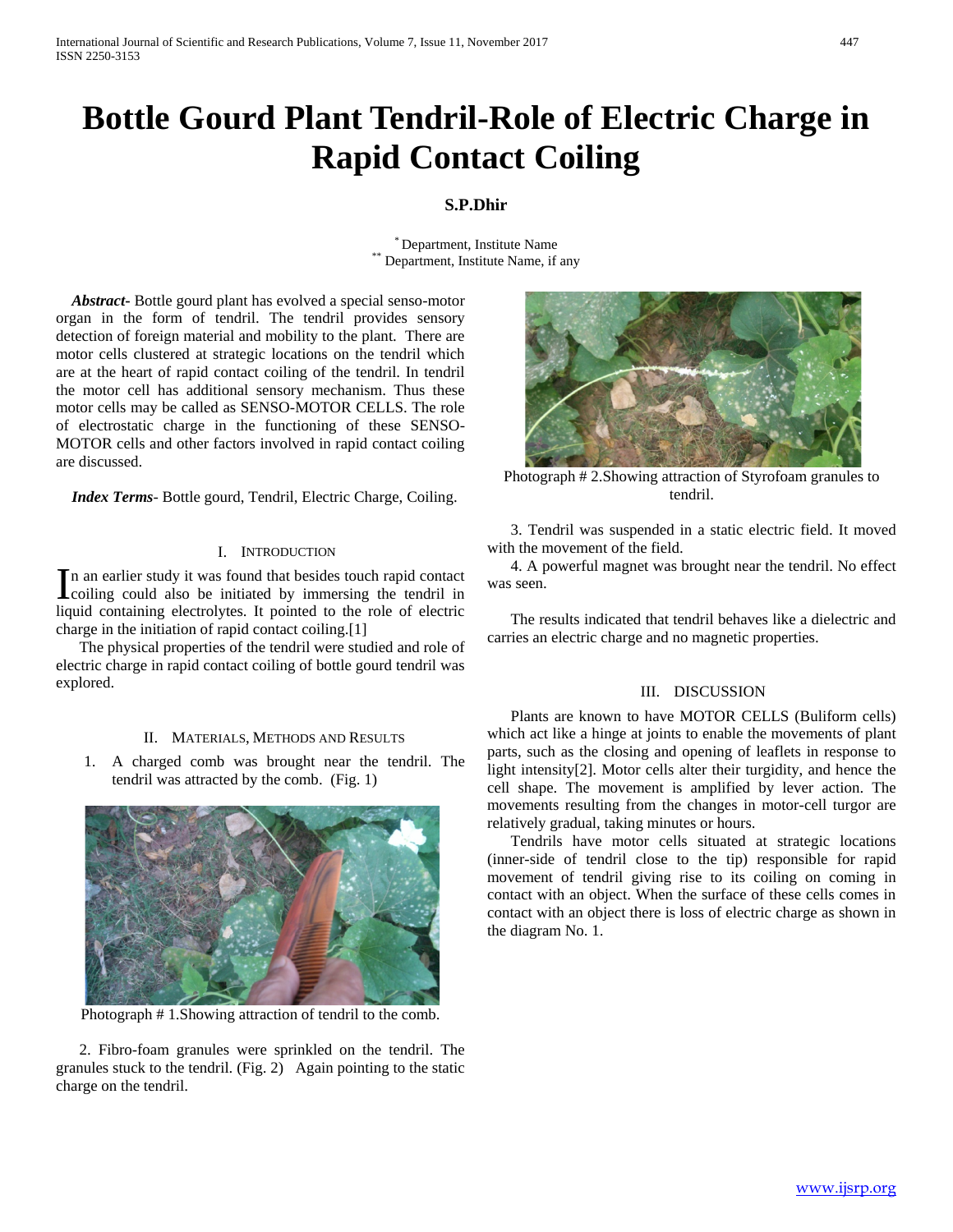# Bottle Gourd Plant Tendril-Role of Electric Charge in Rapid Contact Coiling

**S.P.Dhir**

[*] Department, Institute Name
[**] Department, Institute Name, if any

***Abstract-*** Bottle gourd plant has evolved a special senso-motor organ in the form of tendril. The tendril provides sensory detection of foreign material and mobility to the plant. There are motor cells clustered at strategic locations on the tendril which are at the heart of rapid contact coiling of the tendril. In tendril the motor cell has additional sensory mechanism. Thus these motor cells may be called as SENSO-MOTOR CELLS. The role of electrostatic charge in the functioning of these SENSO-MOTOR cells and other factors involved in rapid contact coiling are discussed.

***Index Terms*-** Bottle gourd, Tendril, Electric Charge, Coiling.

## I. Introduction

In an earlier study it was found that besides touch rapid contact coiling could also be initiated by immersing the tendril in liquid containing electrolytes. It pointed to the role of electric charge in the initiation of rapid contact coiling.[1]

The physical properties of the tendril were studied and role of electric charge in rapid contact coiling of bottle gourd tendril was explored.

## II. Materials, Methods and Results

1. A charged comb was brought near the tendril. The tendril was attracted by the comb. (Fig. 1)

Photograph # 1.Showing attraction of tendril to the comb.

2. Fibro-foam granules were sprinkled on the tendril. The granules stuck to the tendril. (Fig. 2) Again pointing to the static charge on the tendril.

Photograph # 2.Showing attraction of Styrofoam granules to tendril.

3. Tendril was suspended in a static electric field. It moved with the movement of the field.

4. A powerful magnet was brought near the tendril. No effect was seen.

The results indicated that tendril behaves like a dielectric and carries an electric charge and no magnetic properties.

## III. Discussion

Plants are known to have MOTOR CELLS (Buliform cells) which act like a hinge at joints to enable the movements of plant parts, such as the closing and opening of leaflets in response to light intensity[2]. Motor cells alter their turgidity, and hence the cell shape. The movement is amplified by lever action. The movements resulting from the changes in motor-cell turgor are relatively gradual, taking minutes or hours.

Tendrils have motor cells situated at strategic locations (inner-side of tendril close to the tip) responsible for rapid movement of tendril giving rise to its coiling on coming in contact with an object. When the surface of these cells comes in contact with an object there is loss of electric charge as shown in the diagram No. 1.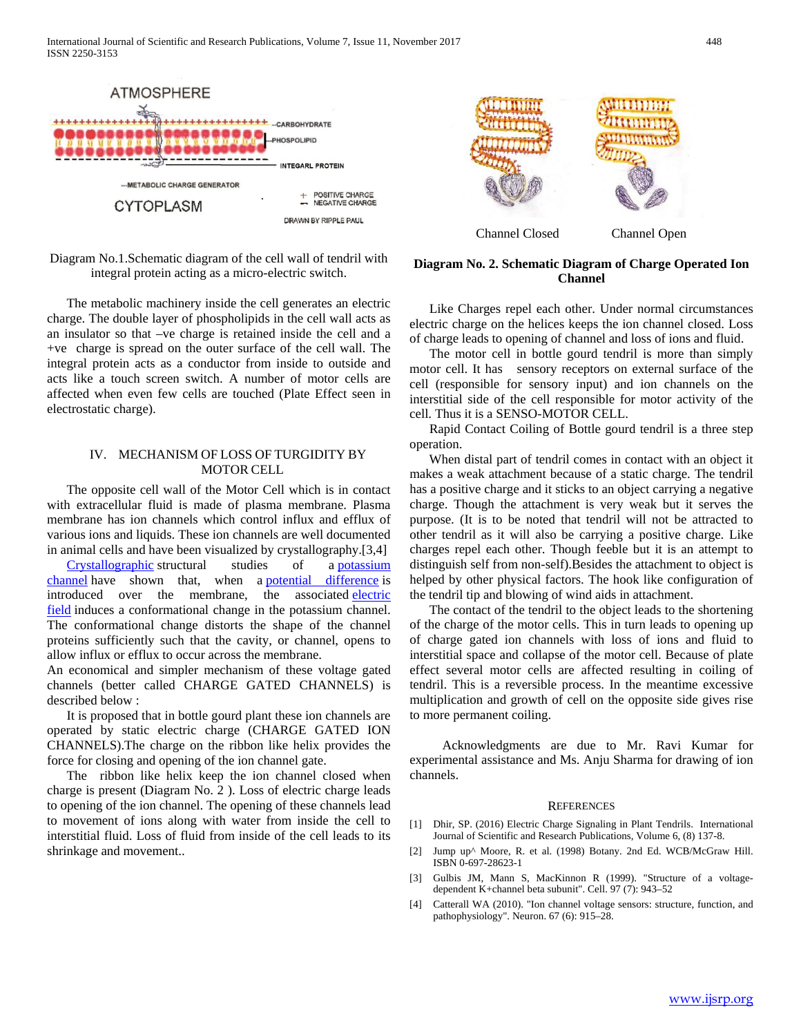Diagram No.1.Schematic diagram of the cell wall of tendril with integral protein acting as a micro-electric switch.

The metabolic machinery inside the cell generates an electric charge. The double layer of phospholipids in the cell wall acts as an insulator so that –ve charge is retained inside the cell and a +ve charge is spread on the outer surface of the cell wall. The integral protein acts as a conductor from inside to outside and acts like a touch screen switch. A number of motor cells are affected when even few cells are touched (Plate Effect seen in electrostatic charge).

## IV. MECHANISM OF LOSS OF TURGIDITY BY MOTOR CELL

The opposite cell wall of the Motor Cell which is in contact with extracellular fluid is made of plasma membrane. Plasma membrane has ion channels which control influx and efflux of various ions and liquids. These ion channels are well documented in animal cells and have been visualized by crystallography.[3,4]

Crystallographic structural studies of a potassium channel have shown that, when a potential difference is introduced over the membrane, the associated electric field induces a conformational change in the potassium channel. The conformational change distorts the shape of the channel proteins sufficiently such that the cavity, or channel, opens to allow influx or efflux to occur across the membrane.

An economical and simpler mechanism of these voltage gated channels (better called CHARGE GATED CHANNELS) is described below :

It is proposed that in bottle gourd plant these ion channels are operated by static electric charge (CHARGE GATED ION CHANNELS).The charge on the ribbon like helix provides the force for closing and opening of the ion channel gate.

The ribbon like helix keep the ion channel closed when charge is present (Diagram No. 2 ). Loss of electric charge leads to opening of the ion channel. The opening of these channels lead to movement of ions along with water from inside the cell to interstitial fluid. Loss of fluid from inside of the cell leads to its shrinkage and movement..

Channel Closed    Channel Open

**Diagram No. 2. Schematic Diagram of Charge Operated Ion Channel**

Like Charges repel each other. Under normal circumstances electric charge on the helices keeps the ion channel closed. Loss of charge leads to opening of channel and loss of ions and fluid.

The motor cell in bottle gourd tendril is more than simply motor cell. It has sensory receptors on external surface of the cell (responsible for sensory input) and ion channels on the interstitial side of the cell responsible for motor activity of the cell. Thus it is a SENSO-MOTOR CELL.

Rapid Contact Coiling of Bottle gourd tendril is a three step operation.

When distal part of tendril comes in contact with an object it makes a weak attachment because of a static charge. The tendril has a positive charge and it sticks to an object carrying a negative charge. Though the attachment is very weak but it serves the purpose. (It is to be noted that tendril will not be attracted to other tendril as it will also be carrying a positive charge. Like charges repel each other. Though feeble but it is an attempt to distinguish self from non-self).Besides the attachment to object is helped by other physical factors. The hook like configuration of the tendril tip and blowing of wind aids in attachment.

The contact of the tendril to the object leads to the shortening of the charge of the motor cells. This in turn leads to opening up of charge gated ion channels with loss of ions and fluid to interstitial space and collapse of the motor cell. Because of plate effect several motor cells are affected resulting in coiling of tendril. This is a reversible process. In the meantime excessive multiplication and growth of cell on the opposite side gives rise to more permanent coiling.

Acknowledgments are due to Mr. Ravi Kumar for experimental assistance and Ms. Anju Sharma for drawing of ion channels.

## REFERENCES

[1] Dhir, SP. (2016) Electric Charge Signaling in Plant Tendrils. International Journal of Scientific and Research Publications, Volume 6, (8) 137-8.

[2] Jump up^ Moore, R. et al. (1998) Botany. 2nd Ed. WCB/McGraw Hill. ISBN 0-697-28623-1

[3] Gulbis JM, Mann S, MacKinnon R (1999). "Structure of a voltage-dependent K+channel beta subunit". Cell. 97 (7): 943–52

[4] Catterall WA (2010). "Ion channel voltage sensors: structure, function, and pathophysiology". Neuron. 67 (6): 915–28.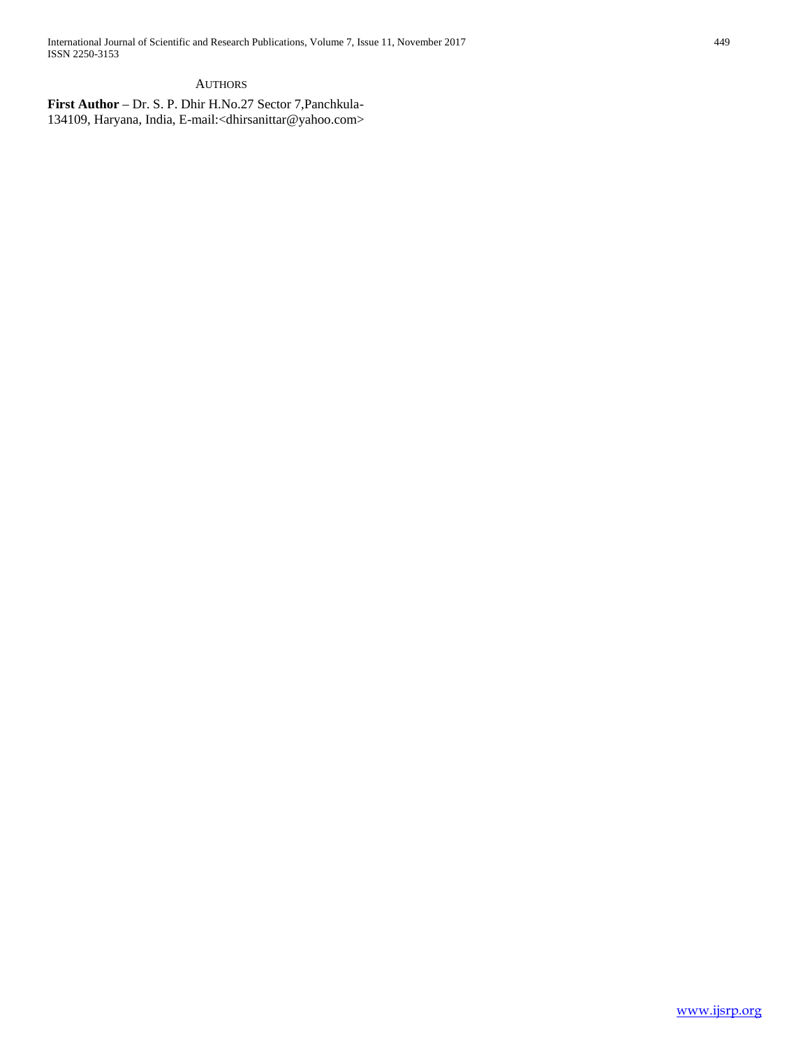## AUTHORS

**First Author** – Dr. S. P. Dhir H.No.27 Sector 7,Panchkula-134109, Haryana, India, E-mail:<dhirsanittar@yahoo.com>